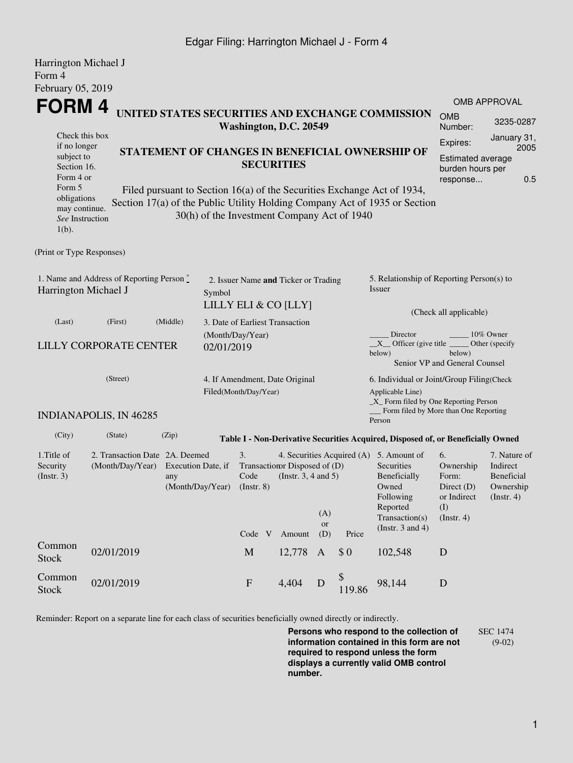Edgar Filing: Harrington Michael J - Form 4

Harrington Michael J
Form 4
February 05, 2019

# FORM 4

**UNITED STATES SECURITIES AND EXCHANGE COMMISSION**
**Washington, D.C. 20549**

Check this box if no longer subject to Section 16. Form 4 or Form 5 obligations may continue. *See* Instruction 1(b).

**STATEMENT OF CHANGES IN BENEFICIAL OWNERSHIP OF SECURITIES**

Filed pursuant to Section 16(a) of the Securities Exchange Act of 1934, Section 17(a) of the Public Utility Holding Company Act of 1935 or Section 30(h) of the Investment Company Act of 1940

| OMB APPROVAL | |
|---|---|
| OMB Number: | 3235-0287 |
| Expires: | January 31, 2005 |
| Estimated average burden hours per response... | 0.5 |

(Print or Type Responses)

1. Name and Address of Reporting Person *
Harrington Michael J

(Last) (First) (Middle)

LILLY CORPORATE CENTER

(Street)

INDIANAPOLIS, IN 46285

(City) (State) (Zip)

2. Issuer Name **and** Ticker or Trading Symbol
LILLY ELI & CO [LLY]

3. Date of Earliest Transaction (Month/Day/Year)
02/01/2019

4. If Amendment, Date Original Filed(Month/Day/Year)

5. Relationship of Reporting Person(s) to Issuer

(Check all applicable)

_____ Director _____ 10% Owner
__X__ Officer (give title below) _____ Other (specify below)
Senior VP and General Counsel

6. Individual or Joint/Group Filing(Check Applicable Line)
_X_ Form filed by One Reporting Person
___ Form filed by More than One Reporting Person

**Table I - Non-Derivative Securities Acquired, Disposed of, or Beneficially Owned**

| 1.Title of Security (Instr. 3) | 2. Transaction Date (Month/Day/Year) | 2A. Deemed Execution Date, if any (Month/Day/Year) | 3. Transaction Code (Instr. 8) | | 4. Securities Acquired (A) or Disposed of (D) (Instr. 3, 4 and 5) | | | 5. Amount of Securities Beneficially Owned Following Reported Transaction(s) (Instr. 3 and 4) | 6. Ownership Form: Direct (D) or Indirect (I) (Instr. 4) | 7. Nature of Indirect Beneficial Ownership (Instr. 4) |
|---|---|---|---|---|---|---|---|---|---|---|
| | | | Code | V | Amount | (A) or (D) | Price | | | |
| Common Stock | 02/01/2019 | | M | | 12,778 | A | $ 0 | 102,548 | D | |
| Common Stock | 02/01/2019 | | F | | 4,404 | D | $ 119.86 | 98,144 | D | |

Reminder: Report on a separate line for each class of securities beneficially owned directly or indirectly.

**Persons who respond to the collection of information contained in this form are not required to respond unless the form displays a currently valid OMB control number.**

SEC 1474 (9-02)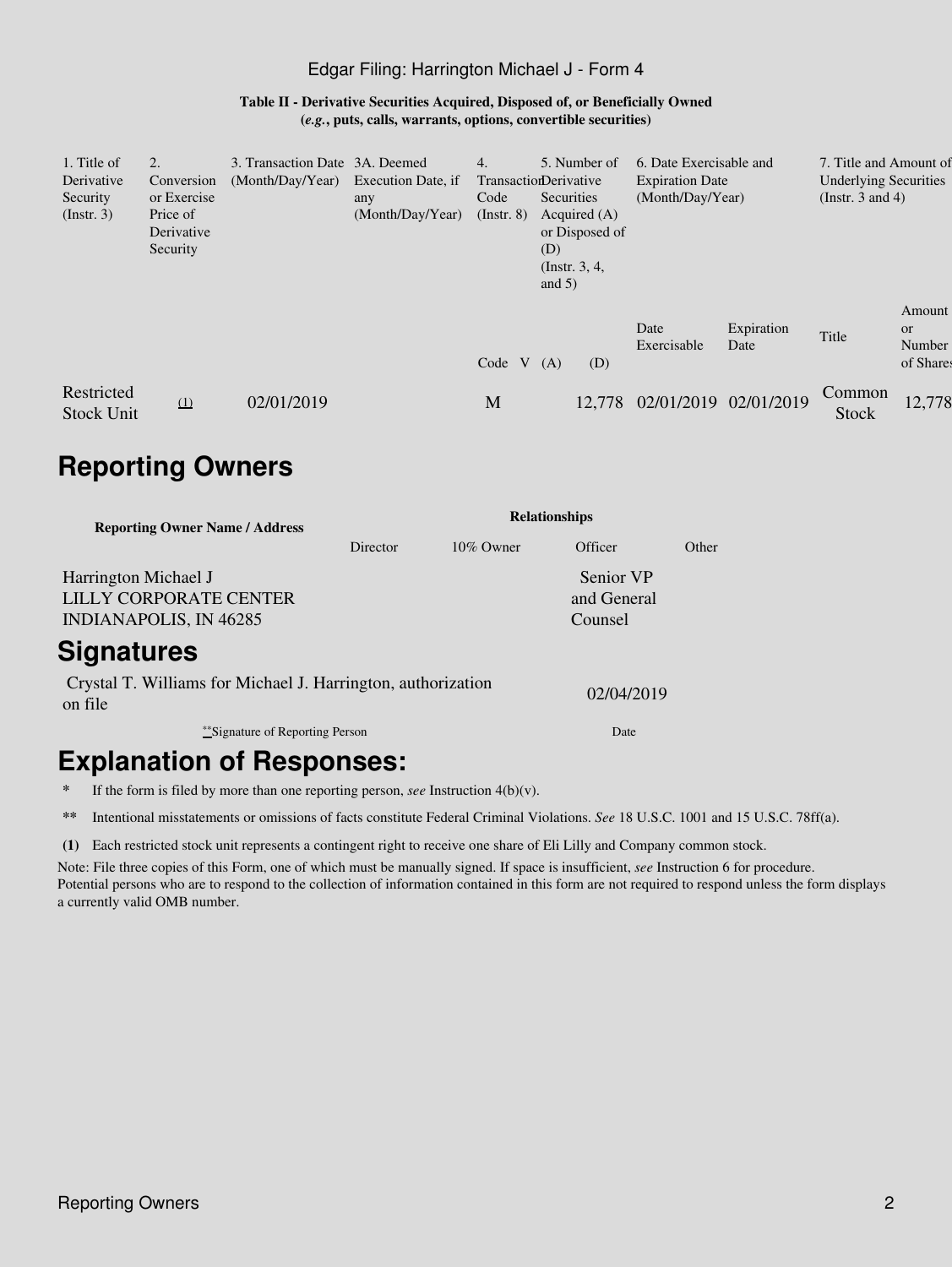Table II - Derivative Securities Acquired, Disposed of, or Beneficially Owned
(*e.g.*, puts, calls, warrants, options, convertible securities)

| 1. Title of Derivative Security (Instr. 3) | 2. Conversion or Exercise Price of Derivative Security | 3. Transaction Date (Month/Day/Year) | 3A. Deemed Execution Date, if any (Month/Day/Year) | 4. Transaction Code (Instr. 8) | | 5. Number of Derivative Securities Acquired (A) or Disposed of (D) (Instr. 3, 4, and 5) | | 6. Date Exercisable and Expiration Date (Month/Day/Year) | | 7. Title and Amount of Underlying Securities (Instr. 3 and 4) | |
|---|---|---|---|---|---|---|---|---|---|---|---|
| | | | | Code | V | (A) | (D) | Date Exercisable | Expiration Date | Title | Amount or Number of Shares |
| Restricted Stock Unit | (1) | 02/01/2019 | | M | | | 12,778 | 02/01/2019 | 02/01/2019 | Common Stock | 12,778 |

# Reporting Owners

| Reporting Owner Name / Address | Relationships | | | |
|---|---|---|---|---|
| | Director | 10% Owner | Officer | Other |
| Harrington Michael J<br>LILLY CORPORATE CENTER<br>INDIANAPOLIS, IN 46285 | | | Senior VP and General Counsel | |

# Signatures

| | |
|---|---|
| Crystal T. Williams for Michael J. Harrington, authorization on file | 02/04/2019 |
| **Signature of Reporting Person | Date |

# Explanation of Responses:

\* If the form is filed by more than one reporting person, *see* Instruction 4(b)(v).

** Intentional misstatements or omissions of facts constitute Federal Criminal Violations. *See* 18 U.S.C. 1001 and 15 U.S.C. 78ff(a).

(1) Each restricted stock unit represents a contingent right to receive one share of Eli Lilly and Company common stock.

Note: File three copies of this Form, one of which must be manually signed. If space is insufficient, *see* Instruction 6 for procedure.
Potential persons who are to respond to the collection of information contained in this form are not required to respond unless the form displays a currently valid OMB number.